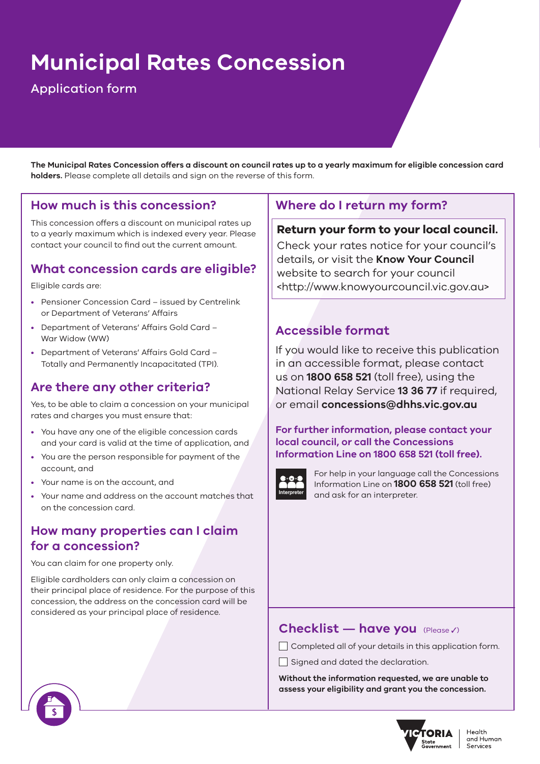# Municipal Rates Concession

Application form

**The Municipal Rates Concession offers a discount on council rates up to a yearly maximum for eligible concession card holders.** Please complete all details and sign on the reverse of this form.

## How much is this concession?

This concession offers a discount on municipal rates up to a yearly maximum which is indexed every year. Please contact your council to find out the current amount.

## What concession cards are eligible?

Eligible cards are:

- Pensioner Concession Card – issued by Centrelink or Department of Veterans' Affairs
- Department of Veterans' Affairs Gold Card – War Widow (WW)
- Department of Veterans' Affairs Gold Card – Totally and Permanently Incapacitated (TPI).

## Are there any other criteria?

Yes, to be able to claim a concession on your municipal rates and charges you must ensure that:

- You have any one of the eligible concession cards and your card is valid at the time of application, and
- You are the person responsible for payment of the account, and
- Your name is on the account, and
- Your name and address on the account matches that on the concession card.

## How many properties can I claim for a concession?

You can claim for one property only.

Eligible cardholders can only claim a concession on their principal place of residence. For the purpose of this concession, the address on the concession card will be considered as your principal place of residence.

## Where do I return my form?

**Return your form to your local council.**

Check your rates notice for your council's details, or visit the **Know Your Council** website to search for your council <http://www.knowyourcouncil.vic.gov.au>

## Accessible format

If you would like to receive this publication in an accessible format, please contact us on **1800 658 521** (toll free), using the National Relay Service **13 36 77** if required, or email **concessions@dhhs.vic.gov.au**

**For further information, please contact your local council, or call the Concessions Information Line on 1800 658 521 (toll free).**

For help in your language call the Concessions Information Line on **1800 658 521** (toll free) and ask for an interpreter.

## Checklist — have you (Please ✓)

- ☐ Completed all of your details in this application form.
- ☐ Signed and dated the declaration.

**Without the information requested, we are unable to assess your eligibility and grant you the concession.**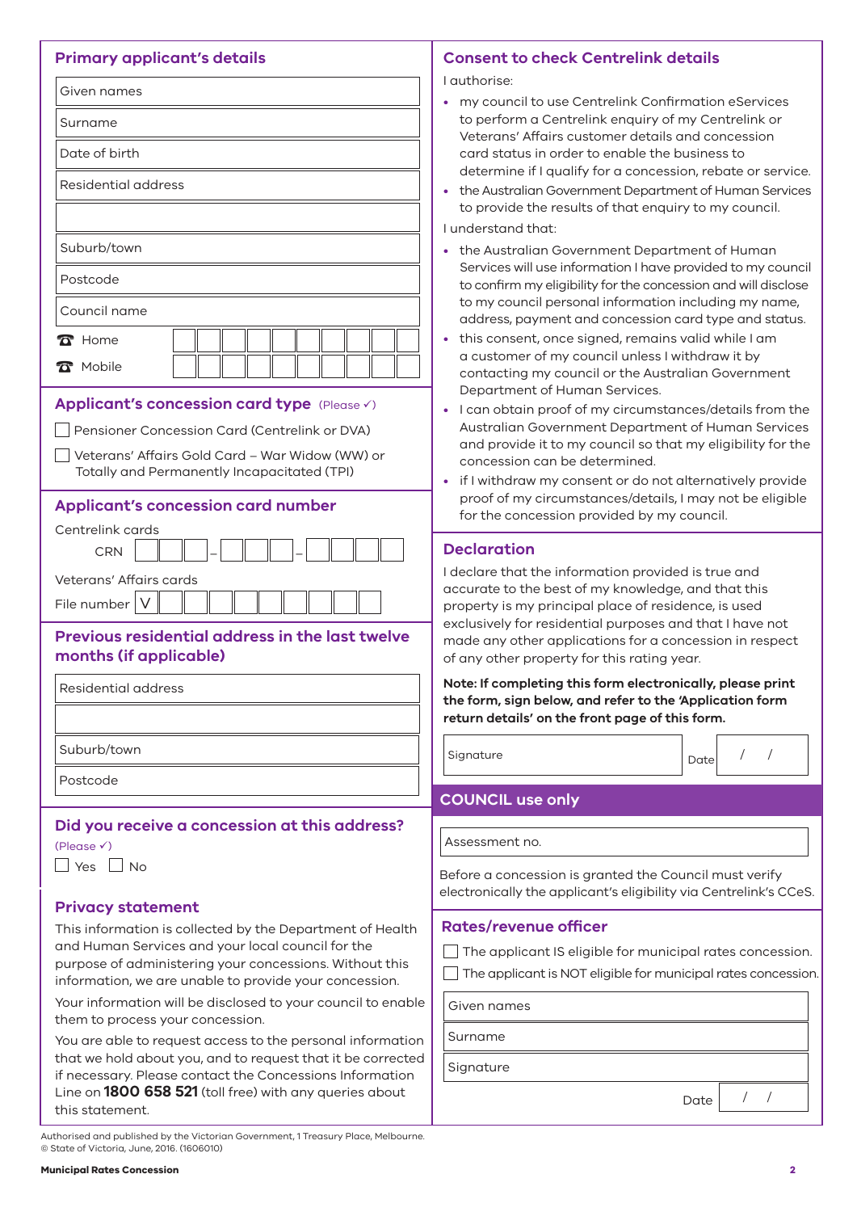## Primary applicant's details

Given names

Surname

Date of birth

Residential address

Suburb/town

Postcode

Council name

☎ Home

☎ Mobile

## Applicant's concession card type (Please ✓)

☐ Pensioner Concession Card (Centrelink or DVA)

☐ Veterans' Affairs Gold Card – War Widow (WW) or Totally and Permanently Incapacitated (TPI)

## Applicant's concession card number

Centrelink cards

CRN ☐☐☐ – ☐☐☐ – ☐☐☐☐

Veterans' Affairs cards

File number V ☐☐☐☐☐☐☐☐☐

## Previous residential address in the last twelve months (if applicable)

Residential address

Suburb/town

Postcode

## Did you receive a concession at this address?

(Please ✓)

☐ Yes ☐ No

## Privacy statement

This information is collected by the Department of Health and Human Services and your local council for the purpose of administering your concessions. Without this information, we are unable to provide your concession.

Your information will be disclosed to your council to enable them to process your concession.

You are able to request access to the personal information that we hold about you, and to request that it be corrected if necessary. Please contact the Concessions Information Line on **1800 658 521** (toll free) with any queries about this statement.

## Consent to check Centrelink details

I authorise:

- my council to use Centrelink Confirmation eServices to perform a Centrelink enquiry of my Centrelink or Veterans' Affairs customer details and concession card status in order to enable the business to determine if I qualify for a concession, rebate or service.
- the Australian Government Department of Human Services to provide the results of that enquiry to my council.

I understand that:

- the Australian Government Department of Human Services will use information I have provided to my council to confirm my eligibility for the concession and will disclose to my council personal information including my name, address, payment and concession card type and status.
- this consent, once signed, remains valid while I am a customer of my council unless I withdraw it by contacting my council or the Australian Government Department of Human Services.
- I can obtain proof of my circumstances/details from the Australian Government Department of Human Services and provide it to my council so that my eligibility for the concession can be determined.
- if I withdraw my consent or do not alternatively provide proof of my circumstances/details, I may not be eligible for the concession provided by my council.

## Declaration

I declare that the information provided is true and accurate to the best of my knowledge, and that this property is my principal place of residence, is used exclusively for residential purposes and that I have not made any other applications for a concession in respect of any other property for this rating year.

**Note: If completing this form electronically, please print the form, sign below, and refer to the 'Application form return details' on the front page of this form.**

Signature

Date / /

## COUNCIL use only

Assessment no.

Before a concession is granted the Council must verify electronically the applicant's eligibility via Centrelink's CCeS.

## Rates/revenue officer

☐ The applicant IS eligible for municipal rates concession.

☐ The applicant is NOT eligible for municipal rates concession.

Given names

Surname

Signature

Date / /

Authorised and published by the Victorian Government, 1 Treasury Place, Melbourne.
© State of Victoria, June, 2016. (1606010)